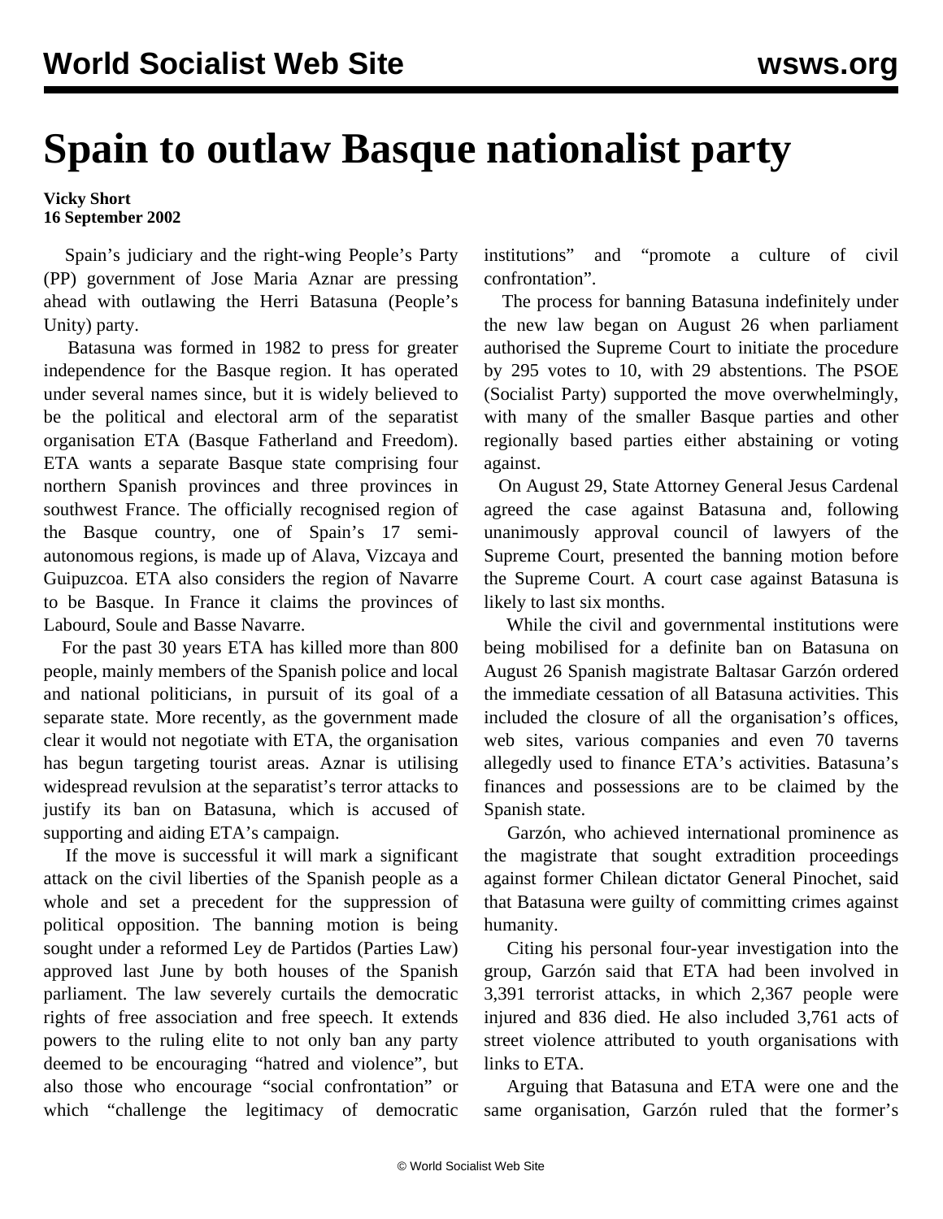# Spain to outlaw Basque nationalist party

**Vicky Short**
**16 September 2002**

Spain's judiciary and the right-wing People's Party (PP) government of Jose Maria Aznar are pressing ahead with outlawing the Herri Batasuna (People's Unity) party.

Batasuna was formed in 1982 to press for greater independence for the Basque region. It has operated under several names since, but it is widely believed to be the political and electoral arm of the separatist organisation ETA (Basque Fatherland and Freedom). ETA wants a separate Basque state comprising four northern Spanish provinces and three provinces in southwest France. The officially recognised region of the Basque country, one of Spain's 17 semi-autonomous regions, is made up of Alava, Vizcaya and Guipuzcoa. ETA also considers the region of Navarre to be Basque. In France it claims the provinces of Labourd, Soule and Basse Navarre.

For the past 30 years ETA has killed more than 800 people, mainly members of the Spanish police and local and national politicians, in pursuit of its goal of a separate state. More recently, as the government made clear it would not negotiate with ETA, the organisation has begun targeting tourist areas. Aznar is utilising widespread revulsion at the separatist's terror attacks to justify its ban on Batasuna, which is accused of supporting and aiding ETA's campaign.

If the move is successful it will mark a significant attack on the civil liberties of the Spanish people as a whole and set a precedent for the suppression of political opposition. The banning motion is being sought under a reformed Ley de Partidos (Parties Law) approved last June by both houses of the Spanish parliament. The law severely curtails the democratic rights of free association and free speech. It extends powers to the ruling elite to not only ban any party deemed to be encouraging "hatred and violence", but also those who encourage "social confrontation" or which "challenge the legitimacy of democratic institutions" and "promote a culture of civil confrontation".

The process for banning Batasuna indefinitely under the new law began on August 26 when parliament authorised the Supreme Court to initiate the procedure by 295 votes to 10, with 29 abstentions. The PSOE (Socialist Party) supported the move overwhelmingly, with many of the smaller Basque parties and other regionally based parties either abstaining or voting against.

On August 29, State Attorney General Jesus Cardenal agreed the case against Batasuna and, following unanimously approval council of lawyers of the Supreme Court, presented the banning motion before the Supreme Court. A court case against Batasuna is likely to last six months.

While the civil and governmental institutions were being mobilised for a definite ban on Batasuna on August 26 Spanish magistrate Baltasar Garzón ordered the immediate cessation of all Batasuna activities. This included the closure of all the organisation's offices, web sites, various companies and even 70 taverns allegedly used to finance ETA's activities. Batasuna's finances and possessions are to be claimed by the Spanish state.

Garzón, who achieved international prominence as the magistrate that sought extradition proceedings against former Chilean dictator General Pinochet, said that Batasuna were guilty of committing crimes against humanity.

Citing his personal four-year investigation into the group, Garzón said that ETA had been involved in 3,391 terrorist attacks, in which 2,367 people were injured and 836 died. He also included 3,761 acts of street violence attributed to youth organisations with links to ETA.

Arguing that Batasuna and ETA were one and the same organisation, Garzón ruled that the former's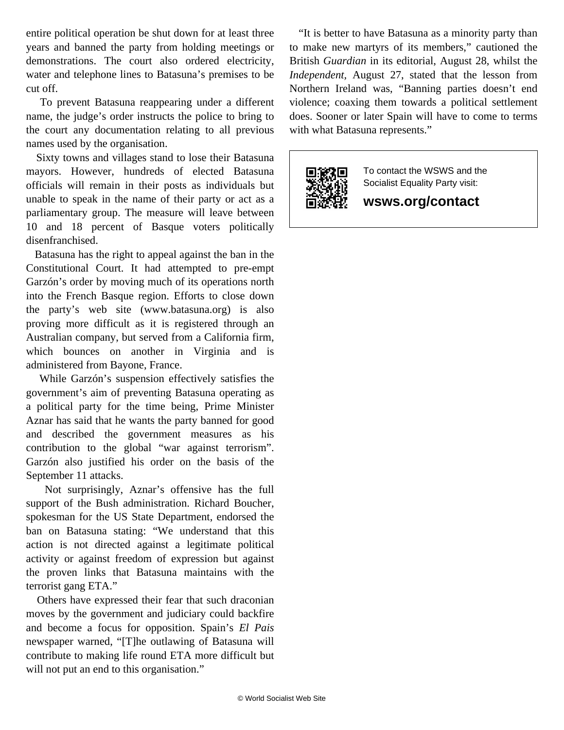entire political operation be shut down for at least three years and banned the party from holding meetings or demonstrations. The court also ordered electricity, water and telephone lines to Batasuna's premises to be cut off.

To prevent Batasuna reappearing under a different name, the judge's order instructs the police to bring to the court any documentation relating to all previous names used by the organisation.

Sixty towns and villages stand to lose their Batasuna mayors. However, hundreds of elected Batasuna officials will remain in their posts as individuals but unable to speak in the name of their party or act as a parliamentary group. The measure will leave between 10 and 18 percent of Basque voters politically disenfranchised.

Batasuna has the right to appeal against the ban in the Constitutional Court. It had attempted to pre-empt Garzón's order by moving much of its operations north into the French Basque region. Efforts to close down the party's web site (www.batasuna.org) is also proving more difficult as it is registered through an Australian company, but served from a California firm, which bounces on another in Virginia and is administered from Bayone, France.

While Garzón's suspension effectively satisfies the government's aim of preventing Batasuna operating as a political party for the time being, Prime Minister Aznar has said that he wants the party banned for good and described the government measures as his contribution to the global "war against terrorism". Garzón also justified his order on the basis of the September 11 attacks.

Not surprisingly, Aznar's offensive has the full support of the Bush administration. Richard Boucher, spokesman for the US State Department, endorsed the ban on Batasuna stating: "We understand that this action is not directed against a legitimate political activity or against freedom of expression but against the proven links that Batasuna maintains with the terrorist gang ETA."

Others have expressed their fear that such draconian moves by the government and judiciary could backfire and become a focus for opposition. Spain's *El Pais* newspaper warned, "[T]he outlawing of Batasuna will contribute to making life round ETA more difficult but will not put an end to this organisation."

"It is better to have Batasuna as a minority party than to make new martyrs of its members," cautioned the British *Guardian* in its editorial, August 28, whilst the *Independent*, August 27, stated that the lesson from Northern Ireland was, "Banning parties doesn't end violence; coaxing them towards a political settlement does. Sooner or later Spain will have to come to terms with what Batasuna represents."

To contact the WSWS and the Socialist Equality Party visit:

**wsws.org/contact**